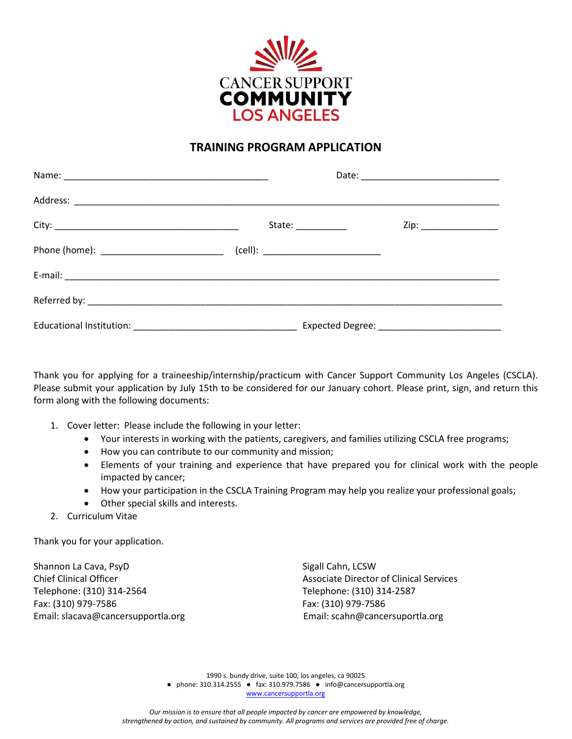CANCER SUPPORT
COMMUNITY
LOS ANGELES

## TRAINING PROGRAM APPLICATION

Name: ________________________________________ Date: ___________________________

Address: ___________________________________________________________________________________

City: ____________________________________ State: __________ Zip: _______________

Phone (home): ________________________ (cell): _______________________

E-mail: ____________________________________________________________________________________

Referred by: _______________________________________________________________________________

Educational Institution: ________________________________ Expected Degree: ________________________

Thank you for applying for a traineeship/internship/practicum with Cancer Support Community Los Angeles (CSCLA). Please submit your application by July 15th to be considered for our January cohort. Please print, sign, and return this form along with the following documents:

1. Cover letter: Please include the following in your letter:
   - Your interests in working with the patients, caregivers, and families utilizing CSCLA free programs;
   - How you can contribute to our community and mission;
   - Elements of your training and experience that have prepared you for clinical work with the people impacted by cancer;
   - How your participation in the CSCLA Training Program may help you realize your professional goals;
   - Other special skills and interests.
2. Curriculum Vitae

Thank you for your application.

Shannon La Cava, PsyD
Chief Clinical Officer
Telephone: (310) 314-2564
Fax: (310) 979-7586
Email: slacava@cancersupportla.org

Sigall Cahn, LCSW
Associate Director of Clinical Services
Telephone: (310) 314-2587
Fax: (310) 979-7586
Email: scahn@cancersuportla.org

1990 s. bundy drive, suite 100, los angeles, ca 90025
● phone: 310.314.2555 ● fax: 310.979.7586 ● info@cancersupportla.org
www.cancersupportla.org

*Our mission is to ensure that all people impacted by cancer are empowered by knowledge, strengthened by action, and sustained by community. All programs and services are provided free of charge.*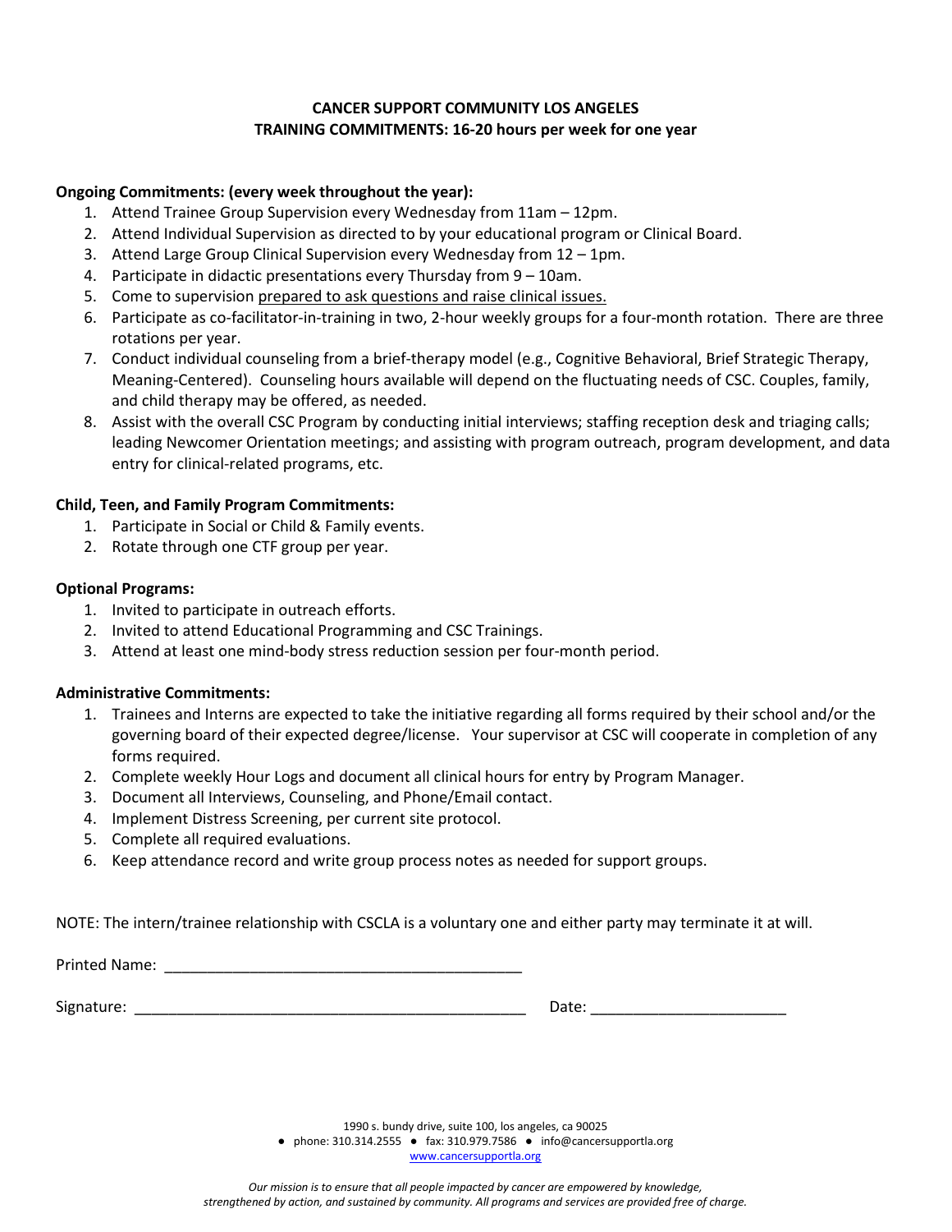**CANCER SUPPORT COMMUNITY LOS ANGELES**
**TRAINING COMMITMENTS: 16-20 hours per week for one year**

**Ongoing Commitments: (every week throughout the year):**

1. Attend Trainee Group Supervision every Wednesday from 11am – 12pm.
2. Attend Individual Supervision as directed to by your educational program or Clinical Board.
3. Attend Large Group Clinical Supervision every Wednesday from 12 – 1pm.
4. Participate in didactic presentations every Thursday from 9 – 10am.
5. Come to supervision prepared to ask questions and raise clinical issues.
6. Participate as co-facilitator-in-training in two, 2-hour weekly groups for a four-month rotation. There are three rotations per year.
7. Conduct individual counseling from a brief-therapy model (e.g., Cognitive Behavioral, Brief Strategic Therapy, Meaning-Centered). Counseling hours available will depend on the fluctuating needs of CSC. Couples, family, and child therapy may be offered, as needed.
8. Assist with the overall CSC Program by conducting initial interviews; staffing reception desk and triaging calls; leading Newcomer Orientation meetings; and assisting with program outreach, program development, and data entry for clinical-related programs, etc.

**Child, Teen, and Family Program Commitments:**

1. Participate in Social or Child & Family events.
2. Rotate through one CTF group per year.

**Optional Programs:**

1. Invited to participate in outreach efforts.
2. Invited to attend Educational Programming and CSC Trainings.
3. Attend at least one mind-body stress reduction session per four-month period.

**Administrative Commitments:**

1. Trainees and Interns are expected to take the initiative regarding all forms required by their school and/or the governing board of their expected degree/license. Your supervisor at CSC will cooperate in completion of any forms required.
2. Complete weekly Hour Logs and document all clinical hours for entry by Program Manager.
3. Document all Interviews, Counseling, and Phone/Email contact.
4. Implement Distress Screening, per current site protocol.
5. Complete all required evaluations.
6. Keep attendance record and write group process notes as needed for support groups.

NOTE: The intern/trainee relationship with CSCLA is a voluntary one and either party may terminate it at will.

Printed Name: ___________________________________________

Signature: _______________________________________________ Date: ________________________

1990 s. bundy drive, suite 100, los angeles, ca 90025
● phone: 310.314.2555 ● fax: 310.979.7586 ● info@cancersupportla.org
www.cancersupportla.org

*Our mission is to ensure that all people impacted by cancer are empowered by knowledge, strengthened by action, and sustained by community. All programs and services are provided free of charge.*